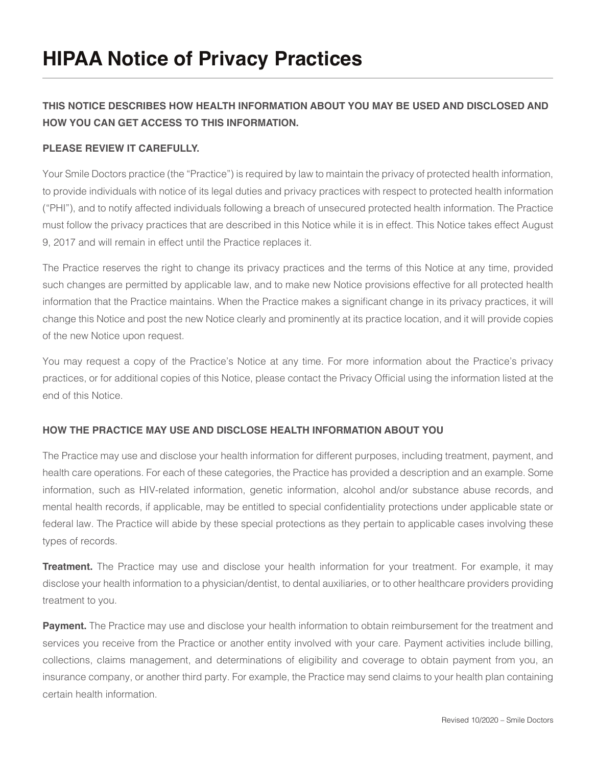# HIPAA Notice of Privacy Practices

**THIS NOTICE DESCRIBES HOW HEALTH INFORMATION ABOUT YOU MAY BE USED AND DISCLOSED AND HOW YOU CAN GET ACCESS TO THIS INFORMATION.**

**PLEASE REVIEW IT CAREFULLY.**

Your Smile Doctors practice (the "Practice") is required by law to maintain the privacy of protected health information, to provide individuals with notice of its legal duties and privacy practices with respect to protected health information ("PHI"), and to notify affected individuals following a breach of unsecured protected health information. The Practice must follow the privacy practices that are described in this Notice while it is in effect. This Notice takes effect August 9, 2017 and will remain in effect until the Practice replaces it.

The Practice reserves the right to change its privacy practices and the terms of this Notice at any time, provided such changes are permitted by applicable law, and to make new Notice provisions effective for all protected health information that the Practice maintains. When the Practice makes a significant change in its privacy practices, it will change this Notice and post the new Notice clearly and prominently at its practice location, and it will provide copies of the new Notice upon request.

You may request a copy of the Practice's Notice at any time. For more information about the Practice's privacy practices, or for additional copies of this Notice, please contact the Privacy Official using the information listed at the end of this Notice.

**HOW THE PRACTICE MAY USE AND DISCLOSE HEALTH INFORMATION ABOUT YOU**

The Practice may use and disclose your health information for different purposes, including treatment, payment, and health care operations. For each of these categories, the Practice has provided a description and an example. Some information, such as HIV-related information, genetic information, alcohol and/or substance abuse records, and mental health records, if applicable, may be entitled to special confidentiality protections under applicable state or federal law. The Practice will abide by these special protections as they pertain to applicable cases involving these types of records.

**Treatment.** The Practice may use and disclose your health information for your treatment. For example, it may disclose your health information to a physician/dentist, to dental auxiliaries, or to other healthcare providers providing treatment to you.

**Payment.** The Practice may use and disclose your health information to obtain reimbursement for the treatment and services you receive from the Practice or another entity involved with your care. Payment activities include billing, collections, claims management, and determinations of eligibility and coverage to obtain payment from you, an insurance company, or another third party. For example, the Practice may send claims to your health plan containing certain health information.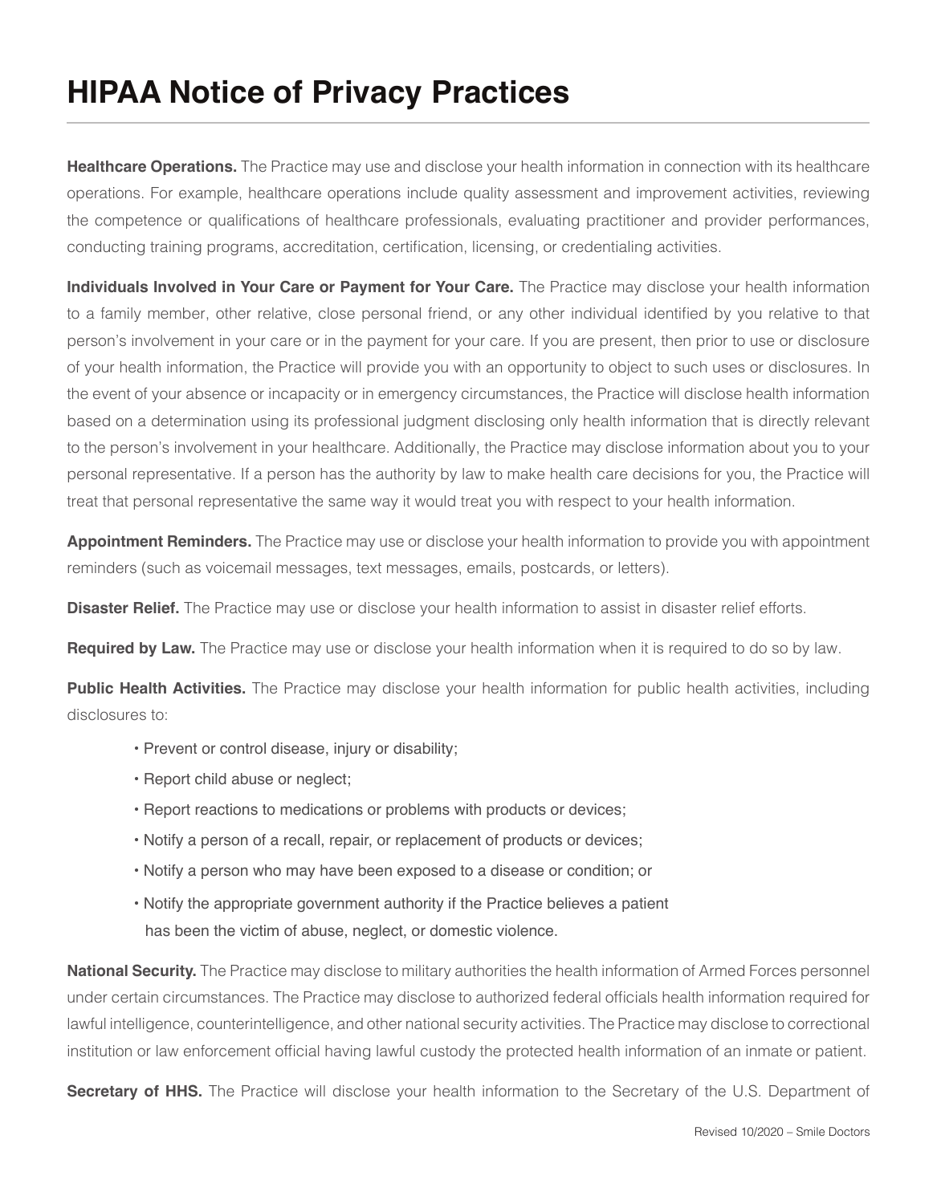# HIPAA Notice of Privacy Practices

**Healthcare Operations.** The Practice may use and disclose your health information in connection with its healthcare operations. For example, healthcare operations include quality assessment and improvement activities, reviewing the competence or qualifications of healthcare professionals, evaluating practitioner and provider performances, conducting training programs, accreditation, certification, licensing, or credentialing activities.

**Individuals Involved in Your Care or Payment for Your Care.** The Practice may disclose your health information to a family member, other relative, close personal friend, or any other individual identified by you relative to that person's involvement in your care or in the payment for your care. If you are present, then prior to use or disclosure of your health information, the Practice will provide you with an opportunity to object to such uses or disclosures. In the event of your absence or incapacity or in emergency circumstances, the Practice will disclose health information based on a determination using its professional judgment disclosing only health information that is directly relevant to the person's involvement in your healthcare. Additionally, the Practice may disclose information about you to your personal representative. If a person has the authority by law to make health care decisions for you, the Practice will treat that personal representative the same way it would treat you with respect to your health information.

**Appointment Reminders.** The Practice may use or disclose your health information to provide you with appointment reminders (such as voicemail messages, text messages, emails, postcards, or letters).

**Disaster Relief.** The Practice may use or disclose your health information to assist in disaster relief efforts.

**Required by Law.** The Practice may use or disclose your health information when it is required to do so by law.

**Public Health Activities.** The Practice may disclose your health information for public health activities, including disclosures to:

- Prevent or control disease, injury or disability;
- Report child abuse or neglect;
- Report reactions to medications or problems with products or devices;
- Notify a person of a recall, repair, or replacement of products or devices;
- Notify a person who may have been exposed to a disease or condition; or
- Notify the appropriate government authority if the Practice believes a patient has been the victim of abuse, neglect, or domestic violence.

**National Security.** The Practice may disclose to military authorities the health information of Armed Forces personnel under certain circumstances. The Practice may disclose to authorized federal officials health information required for lawful intelligence, counterintelligence, and other national security activities. The Practice may disclose to correctional institution or law enforcement official having lawful custody the protected health information of an inmate or patient.

**Secretary of HHS.** The Practice will disclose your health information to the Secretary of the U.S. Department of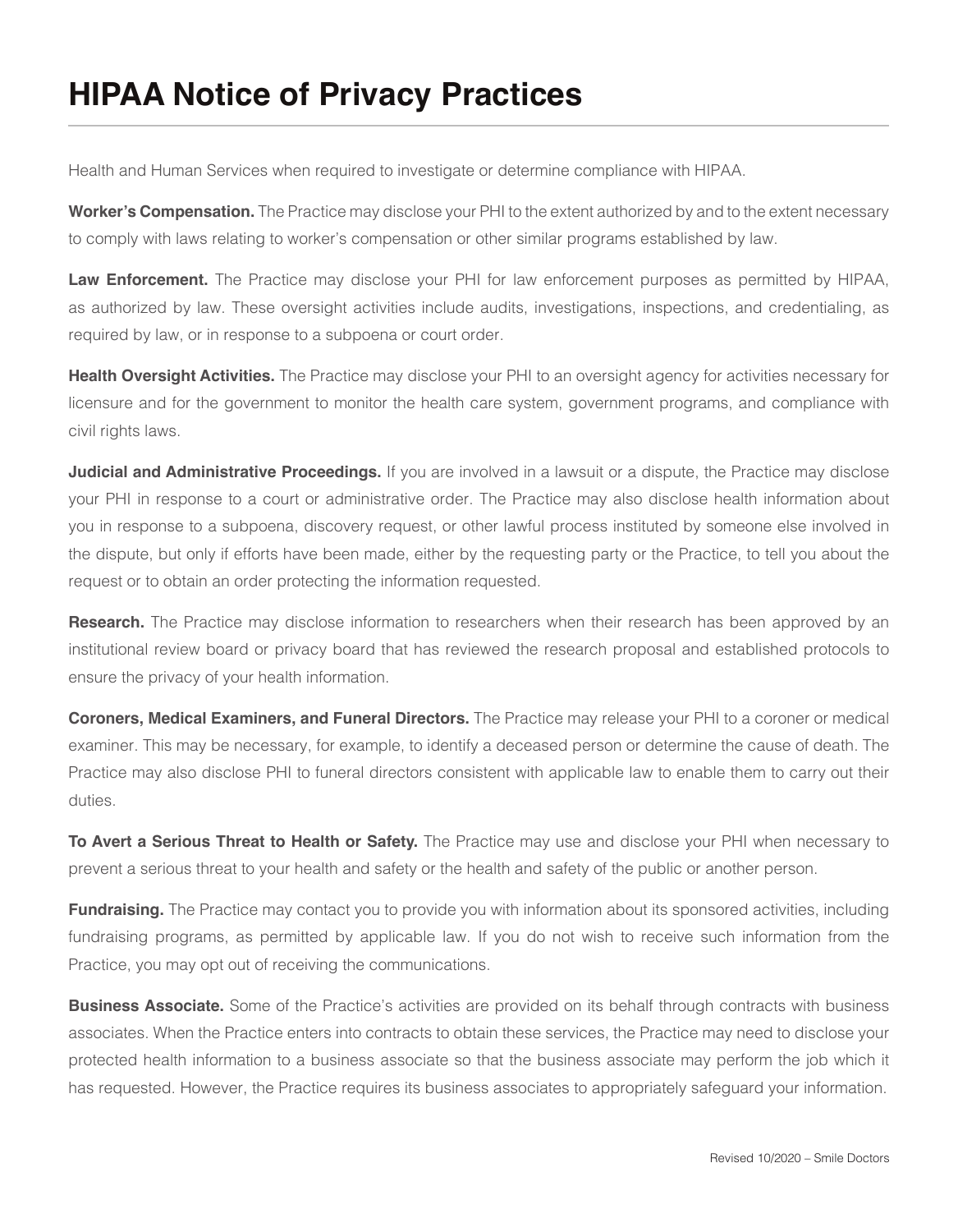Health and Human Services when required to investigate or determine compliance with HIPAA.

**Worker's Compensation.** The Practice may disclose your PHI to the extent authorized by and to the extent necessary to comply with laws relating to worker's compensation or other similar programs established by law.

**Law Enforcement.** The Practice may disclose your PHI for law enforcement purposes as permitted by HIPAA, as authorized by law. These oversight activities include audits, investigations, inspections, and credentialing, as required by law, or in response to a subpoena or court order.

**Health Oversight Activities.** The Practice may disclose your PHI to an oversight agency for activities necessary for licensure and for the government to monitor the health care system, government programs, and compliance with civil rights laws.

**Judicial and Administrative Proceedings.** If you are involved in a lawsuit or a dispute, the Practice may disclose your PHI in response to a court or administrative order. The Practice may also disclose health information about you in response to a subpoena, discovery request, or other lawful process instituted by someone else involved in the dispute, but only if efforts have been made, either by the requesting party or the Practice, to tell you about the request or to obtain an order protecting the information requested.

**Research.** The Practice may disclose information to researchers when their research has been approved by an institutional review board or privacy board that has reviewed the research proposal and established protocols to ensure the privacy of your health information.

**Coroners, Medical Examiners, and Funeral Directors.** The Practice may release your PHI to a coroner or medical examiner. This may be necessary, for example, to identify a deceased person or determine the cause of death. The Practice may also disclose PHI to funeral directors consistent with applicable law to enable them to carry out their duties.

**To Avert a Serious Threat to Health or Safety.** The Practice may use and disclose your PHI when necessary to prevent a serious threat to your health and safety or the health and safety of the public or another person.

**Fundraising.** The Practice may contact you to provide you with information about its sponsored activities, including fundraising programs, as permitted by applicable law. If you do not wish to receive such information from the Practice, you may opt out of receiving the communications.

**Business Associate.** Some of the Practice's activities are provided on its behalf through contracts with business associates. When the Practice enters into contracts to obtain these services, the Practice may need to disclose your protected health information to a business associate so that the business associate may perform the job which it has requested. However, the Practice requires its business associates to appropriately safeguard your information.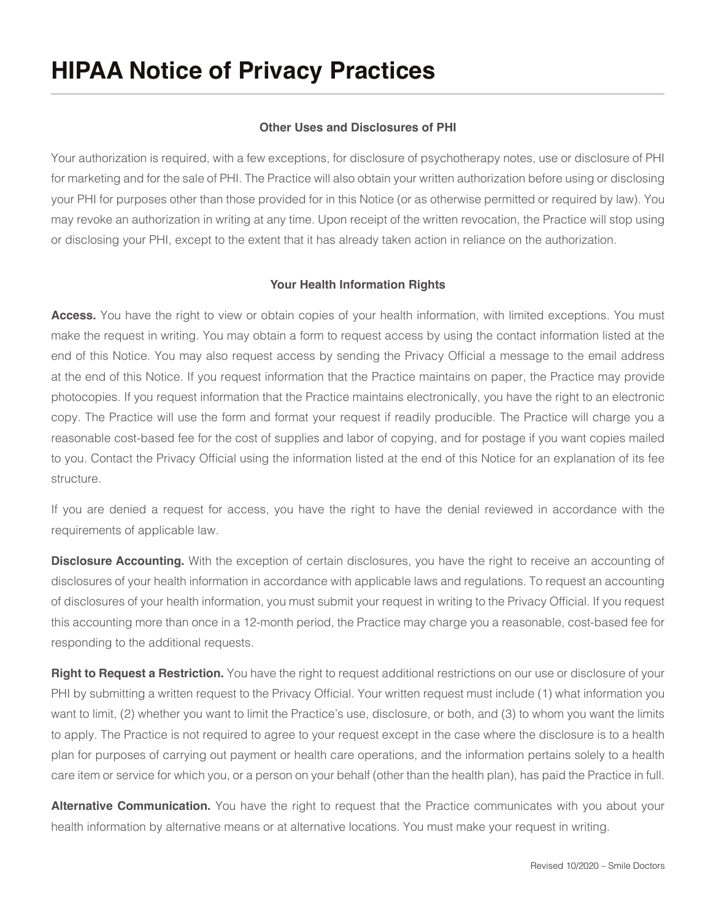# HIPAA Notice of Privacy Practices

### Other Uses and Disclosures of PHI

Your authorization is required, with a few exceptions, for disclosure of psychotherapy notes, use or disclosure of PHI for marketing and for the sale of PHI. The Practice will also obtain your written authorization before using or disclosing your PHI for purposes other than those provided for in this Notice (or as otherwise permitted or required by law). You may revoke an authorization in writing at any time. Upon receipt of the written revocation, the Practice will stop using or disclosing your PHI, except to the extent that it has already taken action in reliance on the authorization.

### Your Health Information Rights

**Access.** You have the right to view or obtain copies of your health information, with limited exceptions. You must make the request in writing. You may obtain a form to request access by using the contact information listed at the end of this Notice. You may also request access by sending the Privacy Official a message to the email address at the end of this Notice. If you request information that the Practice maintains on paper, the Practice may provide photocopies. If you request information that the Practice maintains electronically, you have the right to an electronic copy. The Practice will use the form and format your request if readily producible. The Practice will charge you a reasonable cost-based fee for the cost of supplies and labor of copying, and for postage if you want copies mailed to you. Contact the Privacy Official using the information listed at the end of this Notice for an explanation of its fee structure.

If you are denied a request for access, you have the right to have the denial reviewed in accordance with the requirements of applicable law.

**Disclosure Accounting.** With the exception of certain disclosures, you have the right to receive an accounting of disclosures of your health information in accordance with applicable laws and regulations. To request an accounting of disclosures of your health information, you must submit your request in writing to the Privacy Official. If you request this accounting more than once in a 12-month period, the Practice may charge you a reasonable, cost-based fee for responding to the additional requests.

**Right to Request a Restriction.** You have the right to request additional restrictions on our use or disclosure of your PHI by submitting a written request to the Privacy Official. Your written request must include (1) what information you want to limit, (2) whether you want to limit the Practice's use, disclosure, or both, and (3) to whom you want the limits to apply. The Practice is not required to agree to your request except in the case where the disclosure is to a health plan for purposes of carrying out payment or health care operations, and the information pertains solely to a health care item or service for which you, or a person on your behalf (other than the health plan), has paid the Practice in full.

**Alternative Communication.** You have the right to request that the Practice communicates with you about your health information by alternative means or at alternative locations. You must make your request in writing.

Revised 10/2020 – Smile Doctors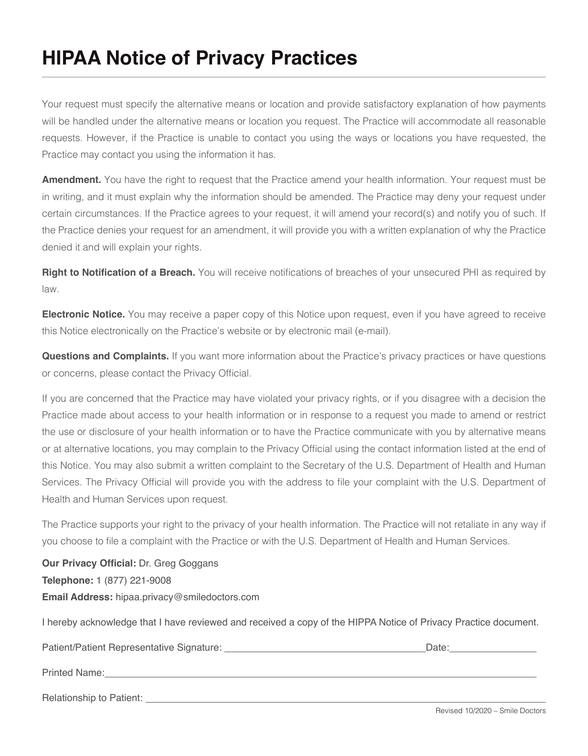# HIPAA Notice of Privacy Practices

Your request must specify the alternative means or location and provide satisfactory explanation of how payments will be handled under the alternative means or location you request. The Practice will accommodate all reasonable requests. However, if the Practice is unable to contact you using the ways or locations you have requested, the Practice may contact you using the information it has.

**Amendment.** You have the right to request that the Practice amend your health information. Your request must be in writing, and it must explain why the information should be amended. The Practice may deny your request under certain circumstances. If the Practice agrees to your request, it will amend your record(s) and notify you of such. If the Practice denies your request for an amendment, it will provide you with a written explanation of why the Practice denied it and will explain your rights.

**Right to Notification of a Breach.** You will receive notifications of breaches of your unsecured PHI as required by law.

**Electronic Notice.** You may receive a paper copy of this Notice upon request, even if you have agreed to receive this Notice electronically on the Practice's website or by electronic mail (e-mail).

**Questions and Complaints.** If you want more information about the Practice's privacy practices or have questions or concerns, please contact the Privacy Official.

If you are concerned that the Practice may have violated your privacy rights, or if you disagree with a decision the Practice made about access to your health information or in response to a request you made to amend or restrict the use or disclosure of your health information or to have the Practice communicate with you by alternative means or at alternative locations, you may complain to the Privacy Official using the contact information listed at the end of this Notice. You may also submit a written complaint to the Secretary of the U.S. Department of Health and Human Services. The Privacy Official will provide you with the address to file your complaint with the U.S. Department of Health and Human Services upon request.

The Practice supports your right to the privacy of your health information. The Practice will not retaliate in any way if you choose to file a complaint with the Practice or with the U.S. Department of Health and Human Services.

**Our Privacy Official:** Dr. Greg Goggans
**Telephone:** 1 (877) 221-9008
**Email Address:** hipaa.privacy@smiledoctors.com

I hereby acknowledge that I have reviewed and received a copy of the HIPPA Notice of Privacy Practice document.

Patient/Patient Representative Signature: ____________________________ Date: ____________

Printed Name: ____________________________________________

Relationship to Patient: ____________________________________________

Revised 10/2020 – Smile Doctors